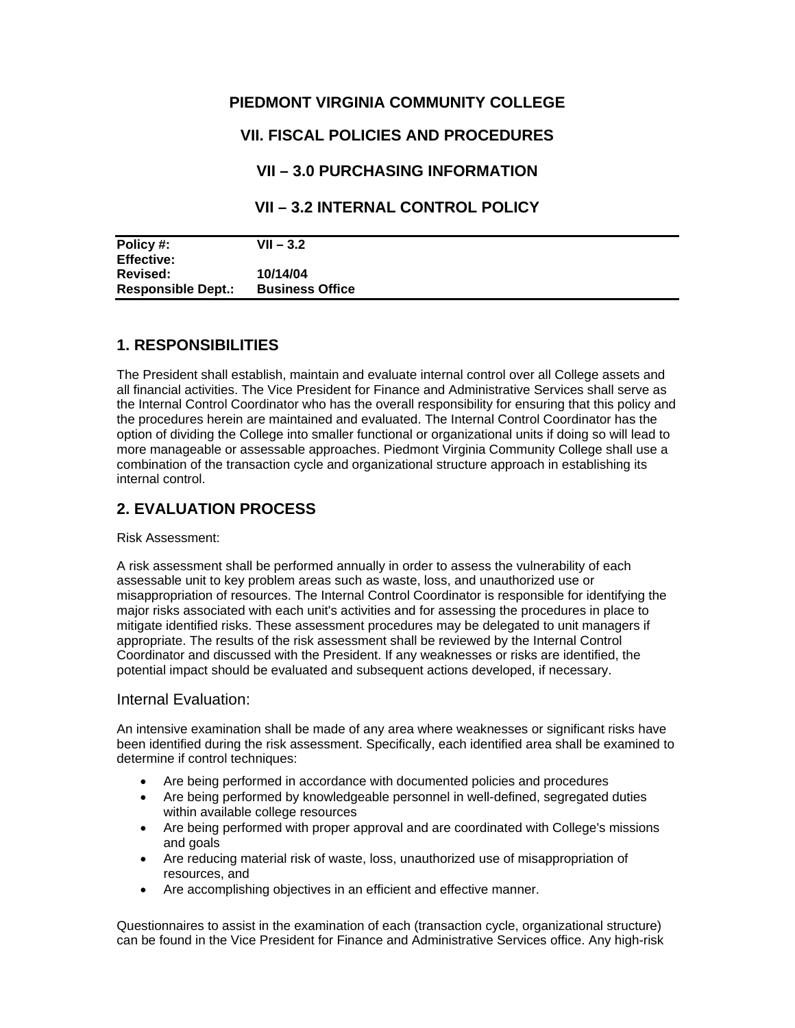# PIEDMONT VIRGINIA COMMUNITY COLLEGE

## VII. FISCAL POLICIES AND PROCEDURES

## VII – 3.0 PURCHASING INFORMATION

## VII – 3.2 INTERNAL CONTROL POLICY

| | |
|---|---|
| **Policy #:** | **VII – 3.2** |
| **Effective:** | |
| **Revised:** | **10/14/04** |
| **Responsible Dept.:** | **Business Office** |

## 1. RESPONSIBILITIES

The President shall establish, maintain and evaluate internal control over all College assets and all financial activities. The Vice President for Finance and Administrative Services shall serve as the Internal Control Coordinator who has the overall responsibility for ensuring that this policy and the procedures herein are maintained and evaluated. The Internal Control Coordinator has the option of dividing the College into smaller functional or organizational units if doing so will lead to more manageable or assessable approaches. Piedmont Virginia Community College shall use a combination of the transaction cycle and organizational structure approach in establishing its internal control.

## 2. EVALUATION PROCESS

Risk Assessment:

A risk assessment shall be performed annually in order to assess the vulnerability of each assessable unit to key problem areas such as waste, loss, and unauthorized use or misappropriation of resources. The Internal Control Coordinator is responsible for identifying the major risks associated with each unit's activities and for assessing the procedures in place to mitigate identified risks. These assessment procedures may be delegated to unit managers if appropriate. The results of the risk assessment shall be reviewed by the Internal Control Coordinator and discussed with the President. If any weaknesses or risks are identified, the potential impact should be evaluated and subsequent actions developed, if necessary.

### Internal Evaluation:

An intensive examination shall be made of any area where weaknesses or significant risks have been identified during the risk assessment. Specifically, each identified area shall be examined to determine if control techniques:

- Are being performed in accordance with documented policies and procedures
- Are being performed by knowledgeable personnel in well-defined, segregated duties within available college resources
- Are being performed with proper approval and are coordinated with College's missions and goals
- Are reducing material risk of waste, loss, unauthorized use of misappropriation of resources, and
- Are accomplishing objectives in an efficient and effective manner.

Questionnaires to assist in the examination of each (transaction cycle, organizational structure) can be found in the Vice President for Finance and Administrative Services office. Any high-risk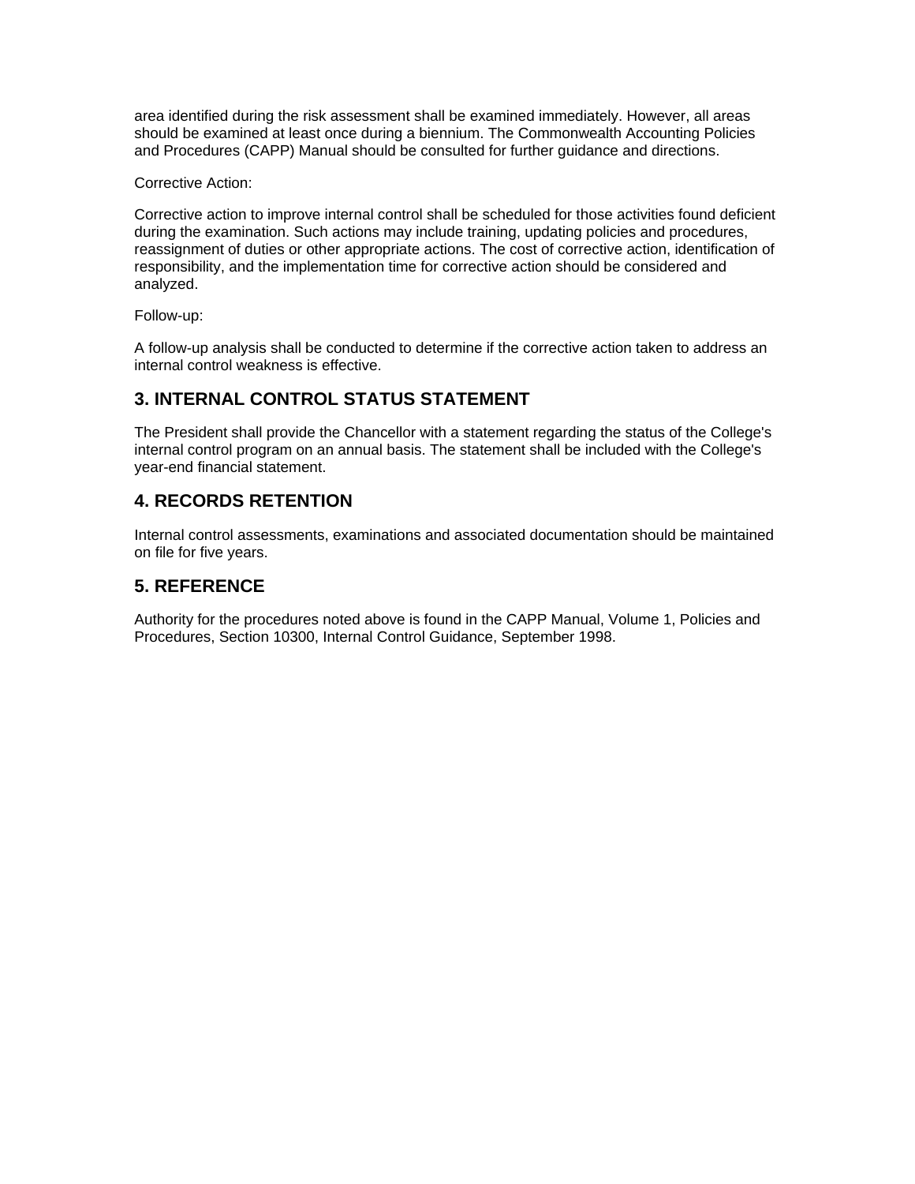area identified during the risk assessment shall be examined immediately. However, all areas should be examined at least once during a biennium. The Commonwealth Accounting Policies and Procedures (CAPP) Manual should be consulted for further guidance and directions.

Corrective Action:

Corrective action to improve internal control shall be scheduled for those activities found deficient during the examination. Such actions may include training, updating policies and procedures, reassignment of duties or other appropriate actions. The cost of corrective action, identification of responsibility, and the implementation time for corrective action should be considered and analyzed.

Follow-up:

A follow-up analysis shall be conducted to determine if the corrective action taken to address an internal control weakness is effective.

## 3. INTERNAL CONTROL STATUS STATEMENT

The President shall provide the Chancellor with a statement regarding the status of the College's internal control program on an annual basis. The statement shall be included with the College's year-end financial statement.

## 4. RECORDS RETENTION

Internal control assessments, examinations and associated documentation should be maintained on file for five years.

## 5. REFERENCE

Authority for the procedures noted above is found in the CAPP Manual, Volume 1, Policies and Procedures, Section 10300, Internal Control Guidance, September 1998.